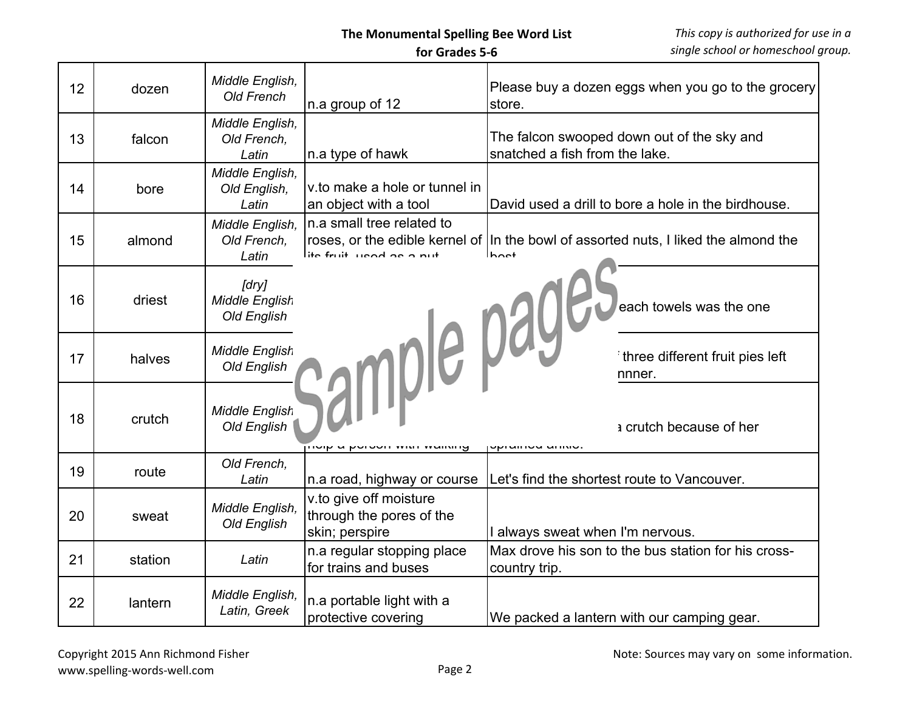# The Monumental Spelling Bee Word List for Grades 5-6

*This copy is authorized for use in a single school or homeschool group.*

| | | | | |
|---|---|---|---|---|
| 12 | dozen | *Middle English, Old French* | n.a group of 12 | Please buy a dozen eggs when you go to the grocery store. |
| 13 | falcon | *Middle English, Old French, Latin* | n.a type of hawk | The falcon swooped down out of the sky and snatched a fish from the lake. |
| 14 | bore | *Middle English, Old English, Latin* | v.to make a hole or tunnel in an object with a tool | David used a drill to bore a hole in the birdhouse. |
| 15 | almond | *Middle English, Old French, Latin* | n.a small tree related to roses, or the edible kernel of its fruit, used as a nut | In the bowl of assorted nuts, I liked the almond the best. |
| 16 | driest | *[dry] Middle English Old English* | | each towels was the one |
| 17 | halves | *Middle English Old English* | | three different fruit pies left nner. |
| 18 | crutch | *Middle English Old English* | help a person with walking | a crutch because of her sprained ankle. |
| 19 | route | *Old French, Latin* | n.a road, highway or course | Let's find the shortest route to Vancouver. |
| 20 | sweat | *Middle English, Old English* | v.to give off moisture through the pores of the skin; perspire | I always sweat when I'm nervous. |
| 21 | station | *Latin* | n.a regular stopping place for trains and buses | Max drove his son to the bus station for his cross-country trip. |
| 22 | lantern | *Middle English, Latin, Greek* | n.a portable light with a protective covering | We packed a lantern with our camping gear. |

Sample pages

Copyright 2015 Ann Richmond Fisher
www.spelling-words-well.com

Note: Sources may vary on some information.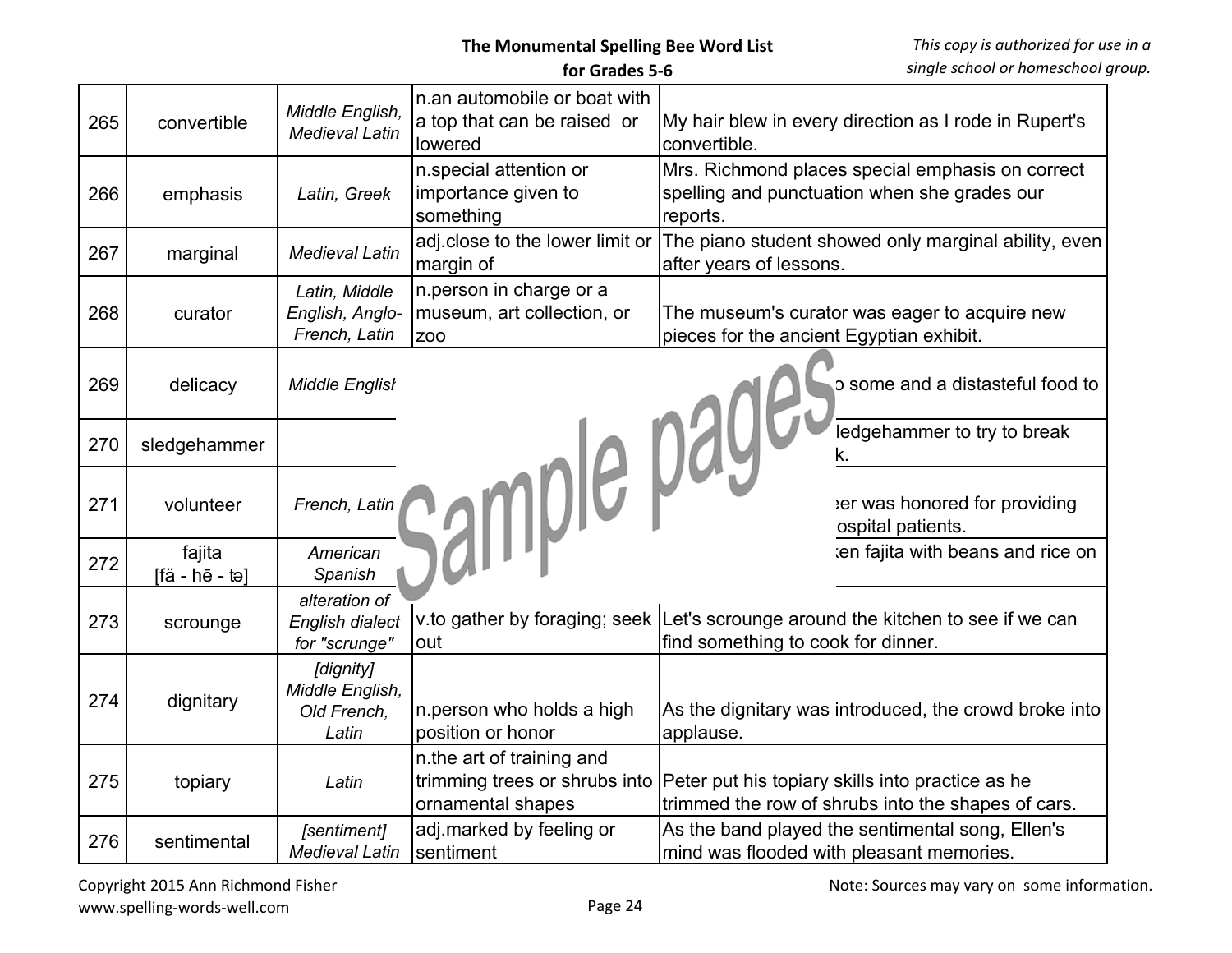**The Monumental Spelling Bee Word List**
**for Grades 5-6**

*This copy is authorized for use in a single school or homeschool group.*

| | | | | |
|---|---|---|---|---|
| 265 | convertible | *Middle English, Medieval Latin* | n.an automobile or boat with a top that can be raised or lowered | My hair blew in every direction as I rode in Rupert's convertible. |
| 266 | emphasis | *Latin, Greek* | n.special attention or importance given to something | Mrs. Richmond places special emphasis on correct spelling and punctuation when she grades our reports. |
| 267 | marginal | *Medieval Latin* | adj.close to the lower limit or margin of | The piano student showed only marginal ability, even after years of lessons. |
| 268 | curator | *Latin, Middle English, Anglo-French, Latin* | n.person in charge or a museum, art collection, or zoo | The museum's curator was eager to acquire new pieces for the ancient Egyptian exhibit. |
| 269 | delicacy | *Middle English* | | o some and a distasteful food to |
| 270 | sledgehammer | | | ledgehammer to try to break k. |
| 271 | volunteer | *French, Latin* | | eer was honored for providing ospital patients. |
| 272 | fajita [fä - hē - tə] | *American Spanish* | | ken fajita with beans and rice on |
| 273 | scrounge | *alteration of English dialect for "scrunge"* | v.to gather by foraging; seek out | Let's scrounge around the kitchen to see if we can find something to cook for dinner. |
| 274 | dignitary | *[dignity] Middle English, Old French, Latin* | n.person who holds a high position or honor | As the dignitary was introduced, the crowd broke into applause. |
| 275 | topiary | *Latin* | n.the art of training and trimming trees or shrubs into ornamental shapes | Peter put his topiary skills into practice as he trimmed the row of shrubs into the shapes of cars. |
| 276 | sentimental | *[sentiment] Medieval Latin* | adj.marked by feeling or sentiment | As the band played the sentimental song, Ellen's mind was flooded with pleasant memories. |

Sample pages

Copyright 2015 Ann Richmond Fisher
www.spelling-words-well.com

Note: Sources may vary on some information.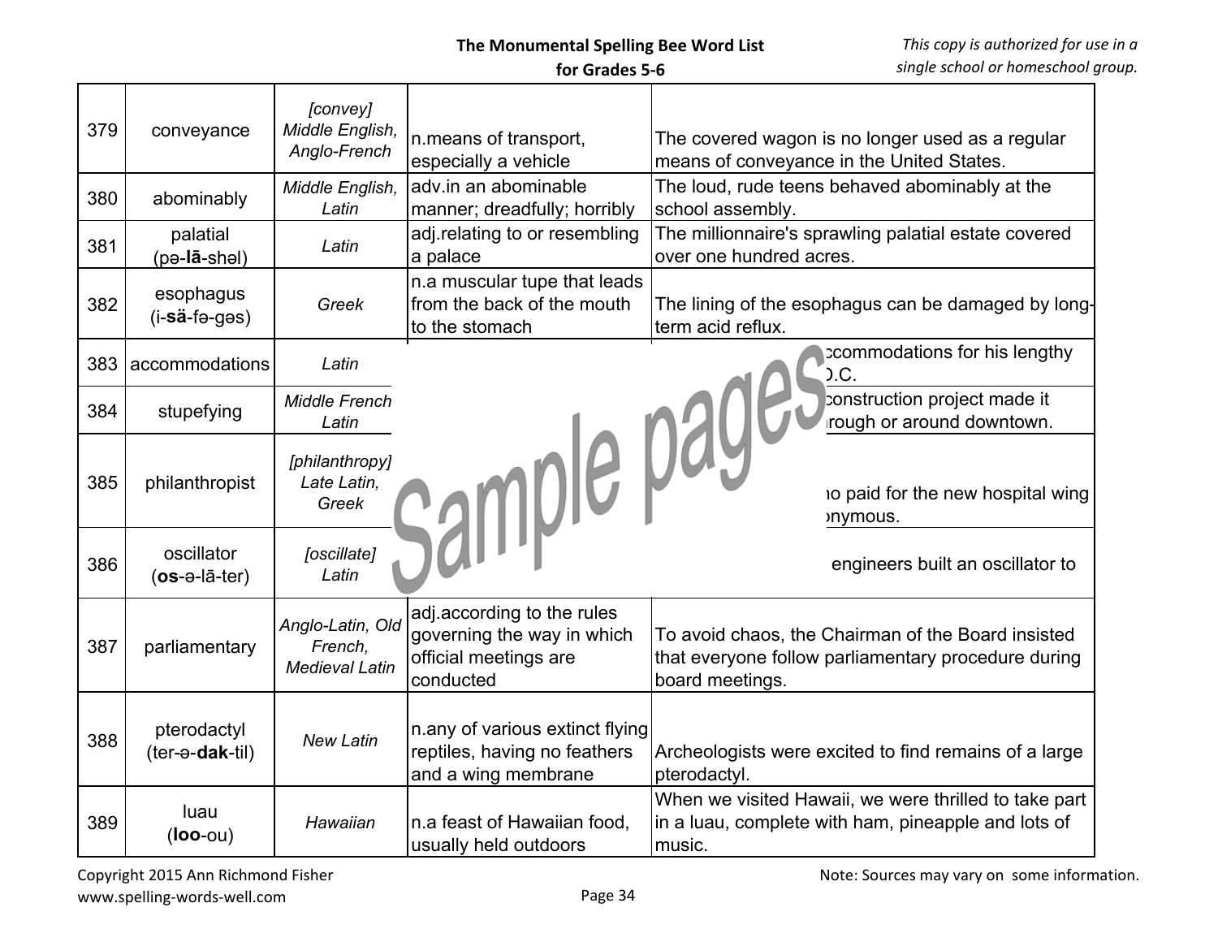| | | | | |
|---|---|---|---|---|
| 379 | conveyance | *[convey] Middle English, Anglo-French* | n.means of transport, especially a vehicle | The covered wagon is no longer used as a regular means of conveyance in the United States. |
| 380 | abominably | *Middle English, Latin* | adv.in an abominable manner; dreadfully; horribly | The loud, rude teens behaved abominably at the school assembly. |
| 381 | palatial (pə-**lā**-shəl) | *Latin* | adj.relating to or resembling a palace | The millionaire's sprawling palatial estate covered over one hundred acres. |
| 382 | esophagus (i-**sä**-fə-gəs) | *Greek* | n.a muscular tupe that leads from the back of the mouth to the stomach | The lining of the esophagus can be damaged by long-term acid reflux. |
| 383 | accommodations | *Latin* | | ccommodations for his lengthy ).C. |
| 384 | stupefying | *Middle French Latin* | | construction project made it ırough or around downtown. |
| 385 | philanthropist | *[philanthropy] Late Latin, Greek* | | ıo paid for the new hospital wing ›nymous. |
| 386 | oscillator (**os**-ə-lā-ter) | *[oscillate] Latin* | | engineers built an oscillator to |
| 387 | parliamentary | *Anglo-Latin, Old French, Medieval Latin* | adj.according to the rules governing the way in which official meetings are conducted | To avoid chaos, the Chairman of the Board insisted that everyone follow parliamentary procedure during board meetings. |
| 388 | pterodactyl (ter-ə-**dak**-til) | *New Latin* | n.any of various extinct flying reptiles, having no feathers and a wing membrane | Archeologists were excited to find remains of a large pterodactyl. |
| 389 | luau (**loo**-ou) | *Hawaiian* | n.a feast of Hawaiian food, usually held outdoors | When we visited Hawaii, we were thrilled to take part in a luau, complete with ham, pineapple and lots of music. |

Sample pages

Copyright 2015 Ann Richmond Fisher
www.spelling-words-well.com

Note: Sources may vary on some information.